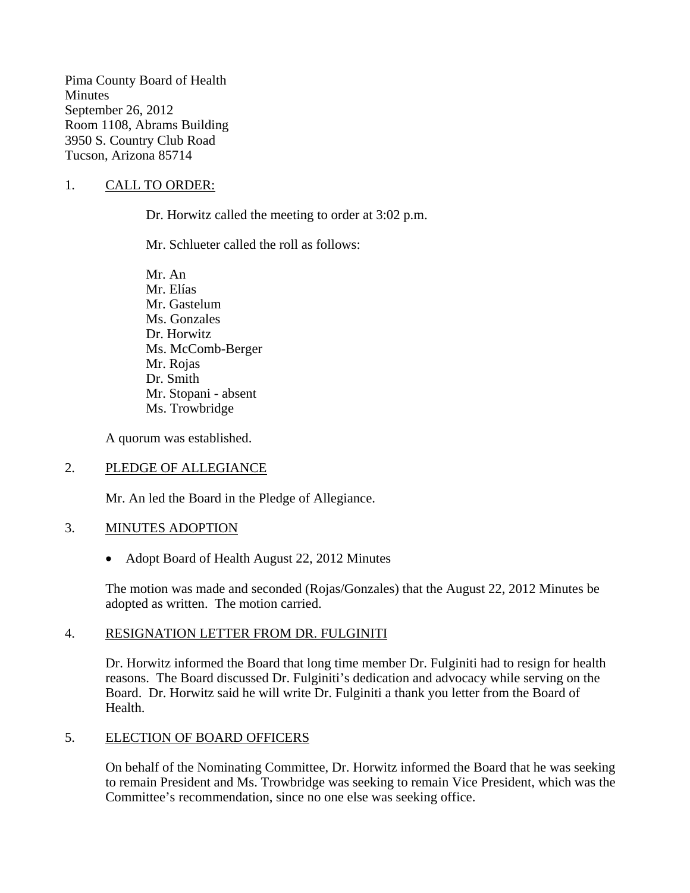Pima County Board of Health  
Minutes  
September 26, 2012  
Room 1108, Abrams Building  
3950 S. Country Club Road  
Tucson, Arizona 85714

1. CALL TO ORDER:

   Dr. Horwitz called the meeting to order at 3:02 p.m.

   Mr. Schlueter called the roll as follows:

   Mr. An  
   Mr. Elías  
   Mr. Gastelum  
   Ms. Gonzales  
   Dr. Horwitz  
   Ms. McComb-Berger  
   Mr. Rojas  
   Dr. Smith  
   Mr. Stopani - absent  
   Ms. Trowbridge

   A quorum was established.

2. PLEDGE OF ALLEGIANCE

   Mr. An led the Board in the Pledge of Allegiance.

3. MINUTES ADOPTION

   - Adopt Board of Health August 22, 2012 Minutes

   The motion was made and seconded (Rojas/Gonzales) that the August 22, 2012 Minutes be adopted as written. The motion carried.

4. RESIGNATION LETTER FROM DR. FULGINITI

   Dr. Horwitz informed the Board that long time member Dr. Fulginiti had to resign for health reasons. The Board discussed Dr. Fulginiti's dedication and advocacy while serving on the Board. Dr. Horwitz said he will write Dr. Fulginiti a thank you letter from the Board of Health.

5. ELECTION OF BOARD OFFICERS

   On behalf of the Nominating Committee, Dr. Horwitz informed the Board that he was seeking to remain President and Ms. Trowbridge was seeking to remain Vice President, which was the Committee's recommendation, since no one else was seeking office.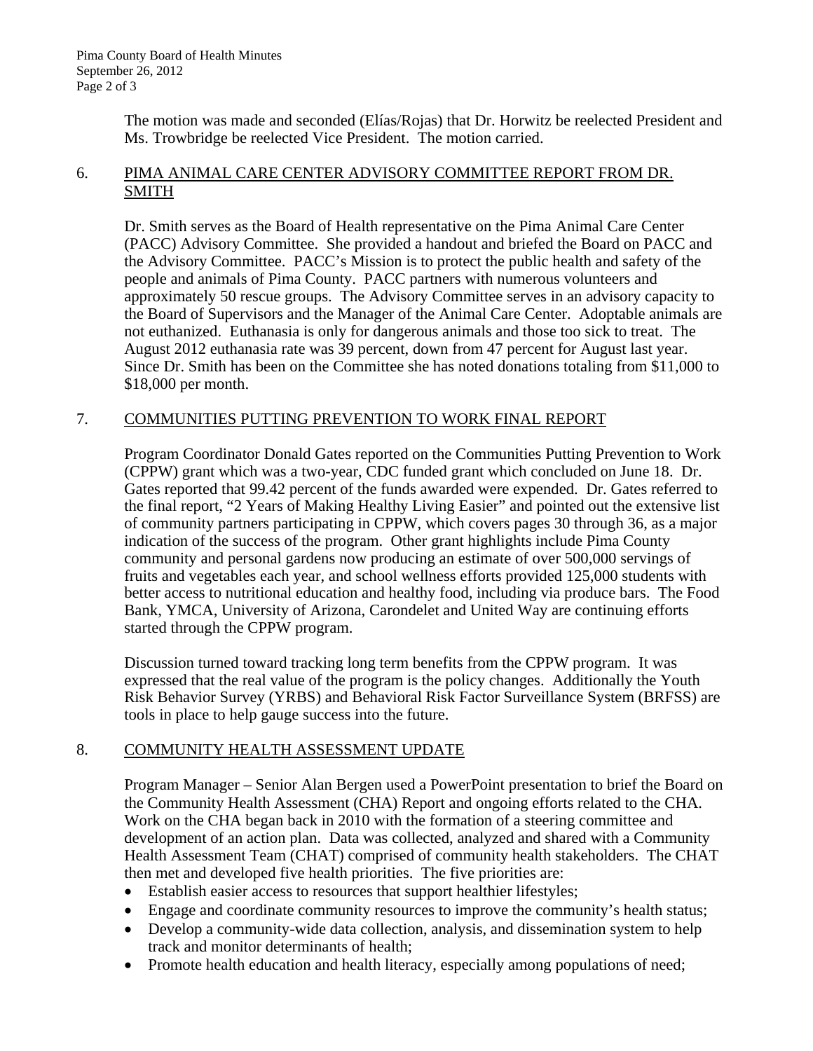The motion was made and seconded (Elías/Rojas) that Dr. Horwitz be reelected President and Ms. Trowbridge be reelected Vice President. The motion carried.

6. PIMA ANIMAL CARE CENTER ADVISORY COMMITTEE REPORT FROM DR. SMITH

Dr. Smith serves as the Board of Health representative on the Pima Animal Care Center (PACC) Advisory Committee. She provided a handout and briefed the Board on PACC and the Advisory Committee. PACC's Mission is to protect the public health and safety of the people and animals of Pima County. PACC partners with numerous volunteers and approximately 50 rescue groups. The Advisory Committee serves in an advisory capacity to the Board of Supervisors and the Manager of the Animal Care Center. Adoptable animals are not euthanized. Euthanasia is only for dangerous animals and those too sick to treat. The August 2012 euthanasia rate was 39 percent, down from 47 percent for August last year. Since Dr. Smith has been on the Committee she has noted donations totaling from $11,000 to $18,000 per month.

7. COMMUNITIES PUTTING PREVENTION TO WORK FINAL REPORT

Program Coordinator Donald Gates reported on the Communities Putting Prevention to Work (CPPW) grant which was a two-year, CDC funded grant which concluded on June 18. Dr. Gates reported that 99.42 percent of the funds awarded were expended. Dr. Gates referred to the final report, "2 Years of Making Healthy Living Easier" and pointed out the extensive list of community partners participating in CPPW, which covers pages 30 through 36, as a major indication of the success of the program. Other grant highlights include Pima County community and personal gardens now producing an estimate of over 500,000 servings of fruits and vegetables each year, and school wellness efforts provided 125,000 students with better access to nutritional education and healthy food, including via produce bars. The Food Bank, YMCA, University of Arizona, Carondelet and United Way are continuing efforts started through the CPPW program.

Discussion turned toward tracking long term benefits from the CPPW program. It was expressed that the real value of the program is the policy changes. Additionally the Youth Risk Behavior Survey (YRBS) and Behavioral Risk Factor Surveillance System (BRFSS) are tools in place to help gauge success into the future.

8. COMMUNITY HEALTH ASSESSMENT UPDATE

Program Manager – Senior Alan Bergen used a PowerPoint presentation to brief the Board on the Community Health Assessment (CHA) Report and ongoing efforts related to the CHA. Work on the CHA began back in 2010 with the formation of a steering committee and development of an action plan. Data was collected, analyzed and shared with a Community Health Assessment Team (CHAT) comprised of community health stakeholders. The CHAT then met and developed five health priorities. The five priorities are:

- Establish easier access to resources that support healthier lifestyles;
- Engage and coordinate community resources to improve the community's health status;
- Develop a community-wide data collection, analysis, and dissemination system to help track and monitor determinants of health;
- Promote health education and health literacy, especially among populations of need;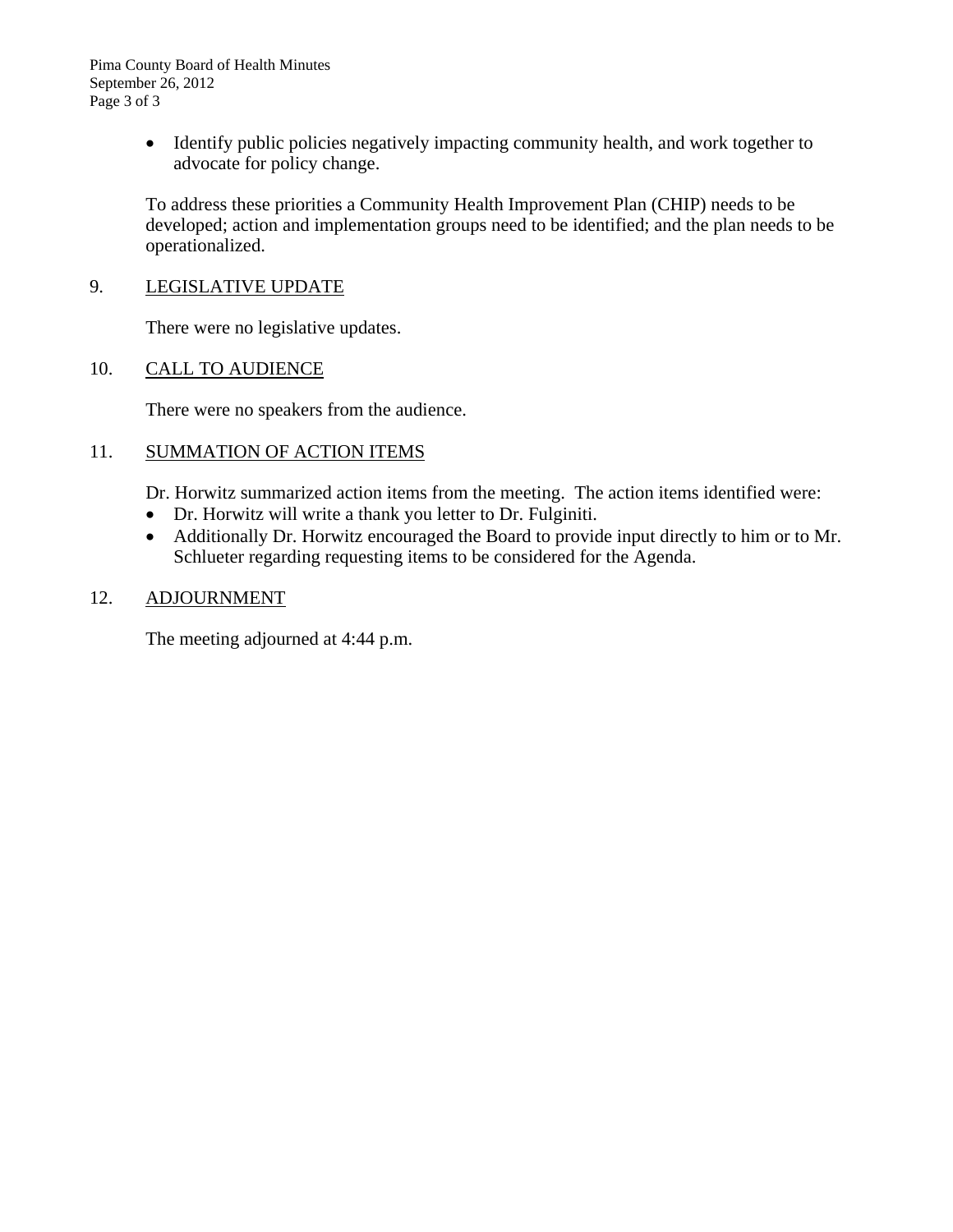- Identify public policies negatively impacting community health, and work together to advocate for policy change.

To address these priorities a Community Health Improvement Plan (CHIP) needs to be developed; action and implementation groups need to be identified; and the plan needs to be operationalized.

9. LEGISLATIVE UPDATE

There were no legislative updates.

10. CALL TO AUDIENCE

There were no speakers from the audience.

11. SUMMATION OF ACTION ITEMS

Dr. Horwitz summarized action items from the meeting. The action items identified were:

- Dr. Horwitz will write a thank you letter to Dr. Fulginiti.
- Additionally Dr. Horwitz encouraged the Board to provide input directly to him or to Mr. Schlueter regarding requesting items to be considered for the Agenda.

12. ADJOURNMENT

The meeting adjourned at 4:44 p.m.